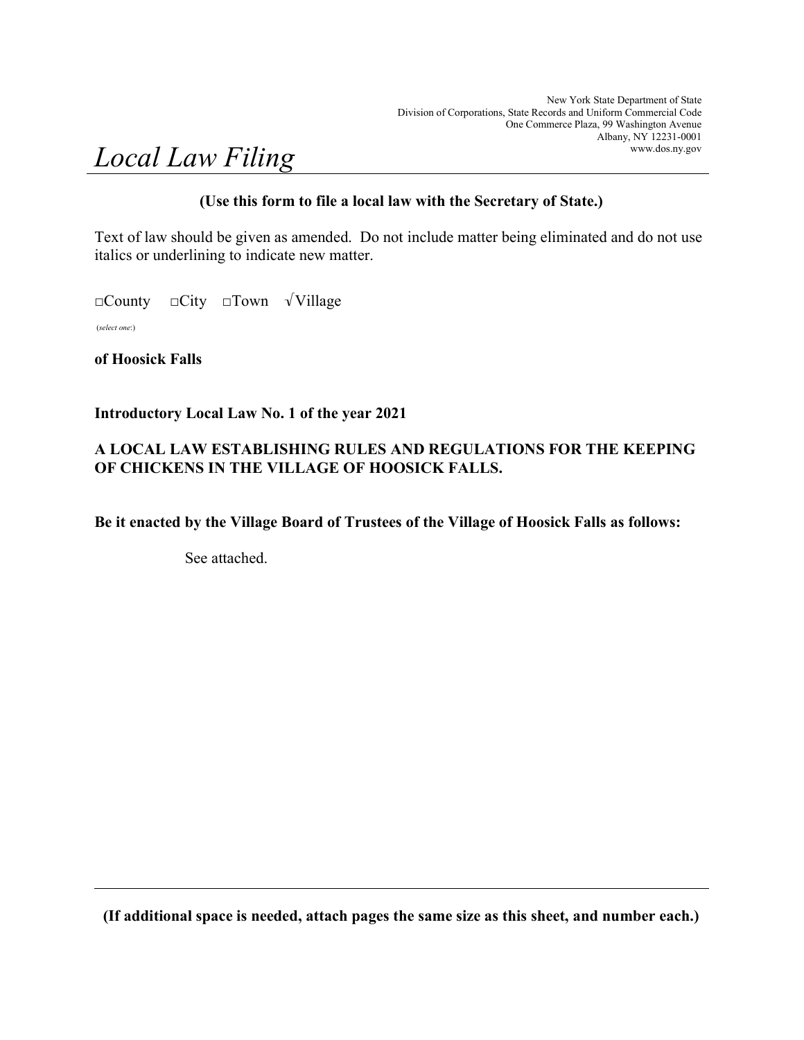New York State Department of State
Division of Corporations, State Records and Uniform Commercial Code
One Commerce Plaza, 99 Washington Avenue
Albany, NY 12231-0001
www.dos.ny.gov

# *Local Law Filing*

**(Use this form to file a local law with the Secretary of State.)**

Text of law should be given as amended. Do not include matter being eliminated and do not use italics or underlining to indicate new matter.

□County □City □Town √Village

(*select one*:)

**of Hoosick Falls**

**Introductory Local Law No. 1 of the year 2021**

**A LOCAL LAW ESTABLISHING RULES AND REGULATIONS FOR THE KEEPING OF CHICKENS IN THE VILLAGE OF HOOSICK FALLS.**

**Be it enacted by the Village Board of Trustees of the Village of Hoosick Falls as follows:**

See attached.

**(If additional space is needed, attach pages the same size as this sheet, and number each.)**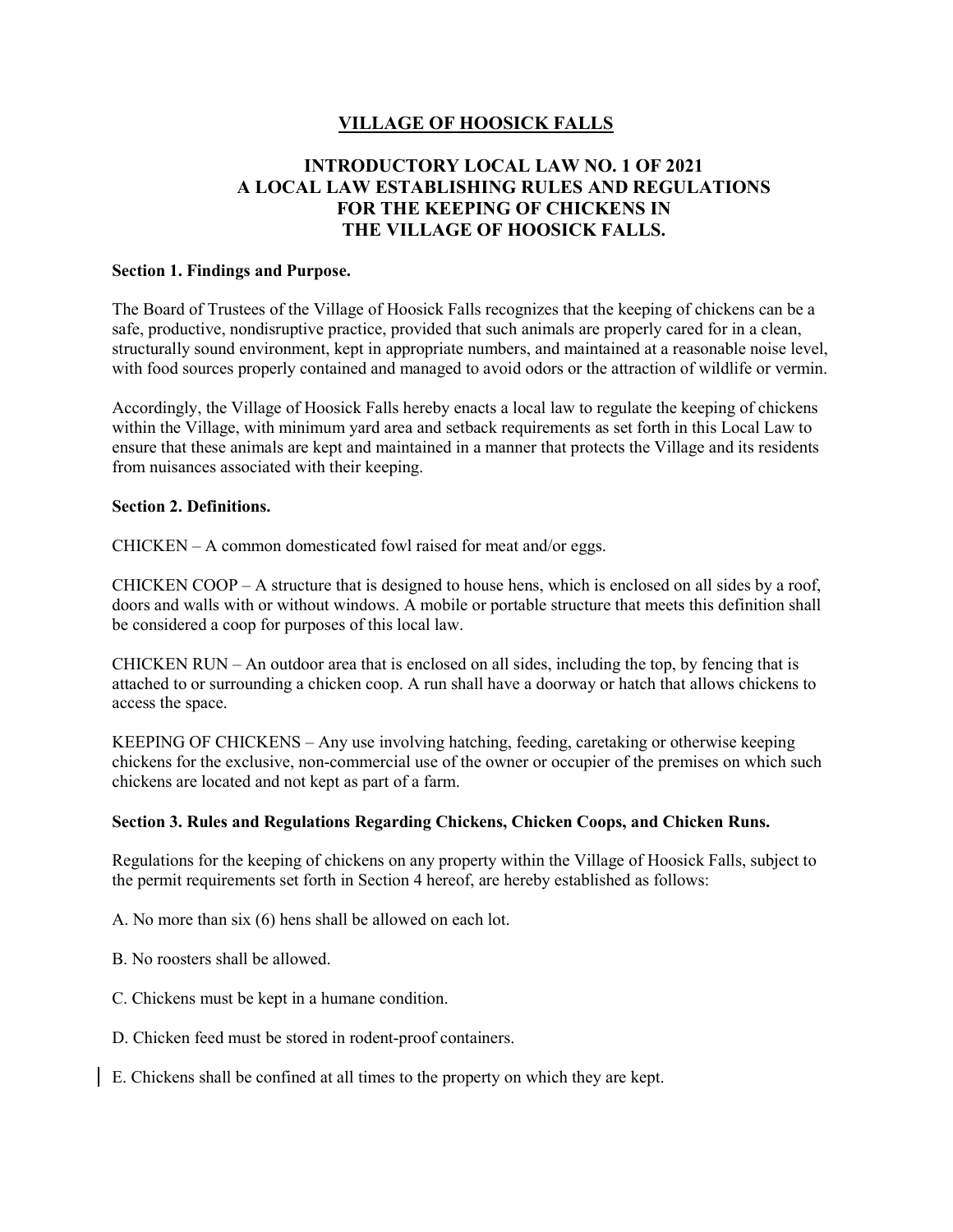# VILLAGE OF HOOSICK FALLS

## INTRODUCTORY LOCAL LAW NO. 1 OF 2021 A LOCAL LAW ESTABLISHING RULES AND REGULATIONS FOR THE KEEPING OF CHICKENS IN THE VILLAGE OF HOOSICK FALLS.

**Section 1. Findings and Purpose.**

The Board of Trustees of the Village of Hoosick Falls recognizes that the keeping of chickens can be a safe, productive, nondisruptive practice, provided that such animals are properly cared for in a clean, structurally sound environment, kept in appropriate numbers, and maintained at a reasonable noise level, with food sources properly contained and managed to avoid odors or the attraction of wildlife or vermin.

Accordingly, the Village of Hoosick Falls hereby enacts a local law to regulate the keeping of chickens within the Village, with minimum yard area and setback requirements as set forth in this Local Law to ensure that these animals are kept and maintained in a manner that protects the Village and its residents from nuisances associated with their keeping.

**Section 2. Definitions.**

CHICKEN – A common domesticated fowl raised for meat and/or eggs.

CHICKEN COOP – A structure that is designed to house hens, which is enclosed on all sides by a roof, doors and walls with or without windows. A mobile or portable structure that meets this definition shall be considered a coop for purposes of this local law.

CHICKEN RUN – An outdoor area that is enclosed on all sides, including the top, by fencing that is attached to or surrounding a chicken coop. A run shall have a doorway or hatch that allows chickens to access the space.

KEEPING OF CHICKENS – Any use involving hatching, feeding, caretaking or otherwise keeping chickens for the exclusive, non-commercial use of the owner or occupier of the premises on which such chickens are located and not kept as part of a farm.

**Section 3. Rules and Regulations Regarding Chickens, Chicken Coops, and Chicken Runs.**

Regulations for the keeping of chickens on any property within the Village of Hoosick Falls, subject to the permit requirements set forth in Section 4 hereof, are hereby established as follows:

A. No more than six (6) hens shall be allowed on each lot.

B. No roosters shall be allowed.

C. Chickens must be kept in a humane condition.

D. Chicken feed must be stored in rodent-proof containers.

E. Chickens shall be confined at all times to the property on which they are kept.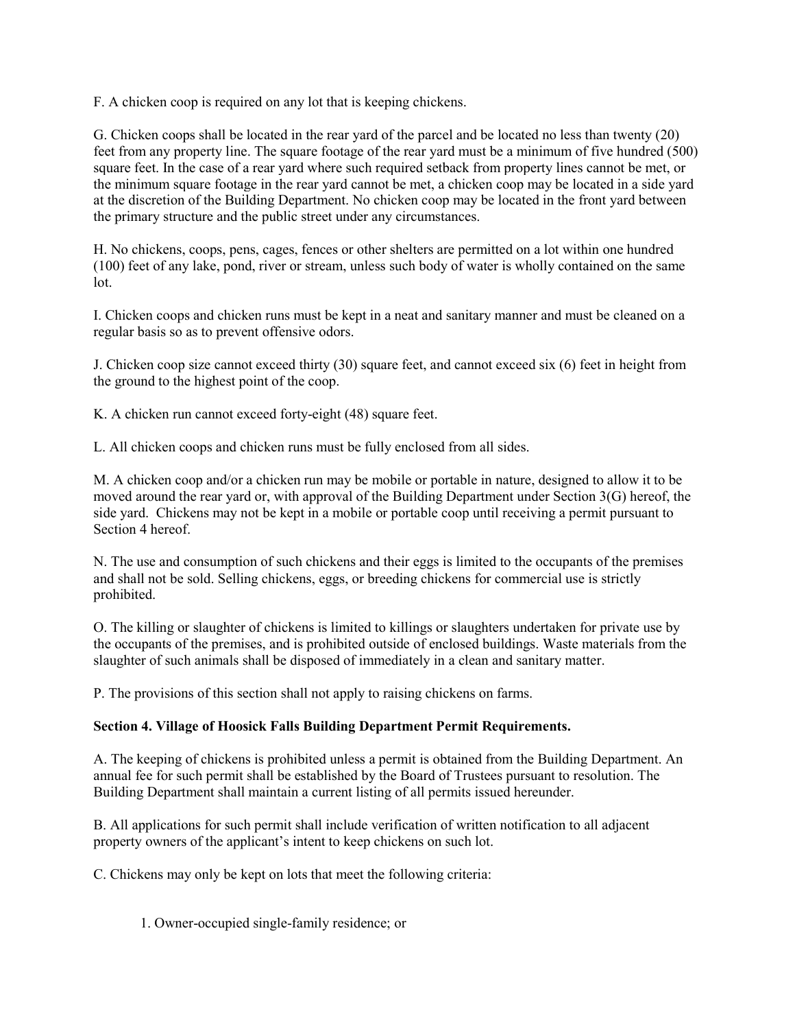F. A chicken coop is required on any lot that is keeping chickens.

G. Chicken coops shall be located in the rear yard of the parcel and be located no less than twenty (20) feet from any property line. The square footage of the rear yard must be a minimum of five hundred (500) square feet. In the case of a rear yard where such required setback from property lines cannot be met, or the minimum square footage in the rear yard cannot be met, a chicken coop may be located in a side yard at the discretion of the Building Department. No chicken coop may be located in the front yard between the primary structure and the public street under any circumstances.

H. No chickens, coops, pens, cages, fences or other shelters are permitted on a lot within one hundred (100) feet of any lake, pond, river or stream, unless such body of water is wholly contained on the same lot.

I. Chicken coops and chicken runs must be kept in a neat and sanitary manner and must be cleaned on a regular basis so as to prevent offensive odors.

J. Chicken coop size cannot exceed thirty (30) square feet, and cannot exceed six (6) feet in height from the ground to the highest point of the coop.

K. A chicken run cannot exceed forty-eight (48) square feet.

L. All chicken coops and chicken runs must be fully enclosed from all sides.

M. A chicken coop and/or a chicken run may be mobile or portable in nature, designed to allow it to be moved around the rear yard or, with approval of the Building Department under Section 3(G) hereof, the side yard. Chickens may not be kept in a mobile or portable coop until receiving a permit pursuant to Section 4 hereof.

N. The use and consumption of such chickens and their eggs is limited to the occupants of the premises and shall not be sold. Selling chickens, eggs, or breeding chickens for commercial use is strictly prohibited.

O. The killing or slaughter of chickens is limited to killings or slaughters undertaken for private use by the occupants of the premises, and is prohibited outside of enclosed buildings. Waste materials from the slaughter of such animals shall be disposed of immediately in a clean and sanitary matter.

P. The provisions of this section shall not apply to raising chickens on farms.

**Section 4. Village of Hoosick Falls Building Department Permit Requirements.**

A. The keeping of chickens is prohibited unless a permit is obtained from the Building Department. An annual fee for such permit shall be established by the Board of Trustees pursuant to resolution. The Building Department shall maintain a current listing of all permits issued hereunder.

B. All applications for such permit shall include verification of written notification to all adjacent property owners of the applicant's intent to keep chickens on such lot.

C. Chickens may only be kept on lots that meet the following criteria:

1. Owner-occupied single-family residence; or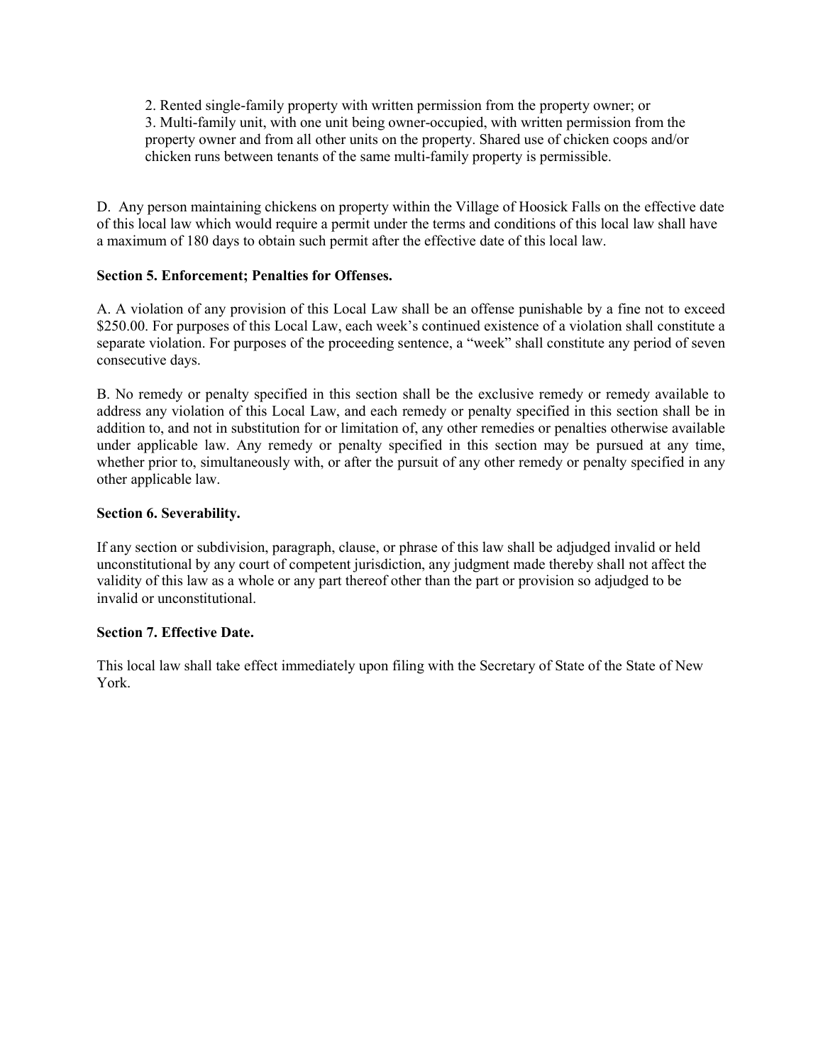2. Rented single-family property with written permission from the property owner; or
3. Multi-family unit, with one unit being owner-occupied, with written permission from the property owner and from all other units on the property. Shared use of chicken coops and/or chicken runs between tenants of the same multi-family property is permissible.

D. Any person maintaining chickens on property within the Village of Hoosick Falls on the effective date of this local law which would require a permit under the terms and conditions of this local law shall have a maximum of 180 days to obtain such permit after the effective date of this local law.

**Section 5. Enforcement; Penalties for Offenses.**

A. A violation of any provision of this Local Law shall be an offense punishable by a fine not to exceed $250.00. For purposes of this Local Law, each week's continued existence of a violation shall constitute a separate violation. For purposes of the proceeding sentence, a "week" shall constitute any period of seven consecutive days.

B. No remedy or penalty specified in this section shall be the exclusive remedy or remedy available to address any violation of this Local Law, and each remedy or penalty specified in this section shall be in addition to, and not in substitution for or limitation of, any other remedies or penalties otherwise available under applicable law. Any remedy or penalty specified in this section may be pursued at any time, whether prior to, simultaneously with, or after the pursuit of any other remedy or penalty specified in any other applicable law.

**Section 6. Severability.**

If any section or subdivision, paragraph, clause, or phrase of this law shall be adjudged invalid or held unconstitutional by any court of competent jurisdiction, any judgment made thereby shall not affect the validity of this law as a whole or any part thereof other than the part or provision so adjudged to be invalid or unconstitutional.

**Section 7. Effective Date.**

This local law shall take effect immediately upon filing with the Secretary of State of the State of New York.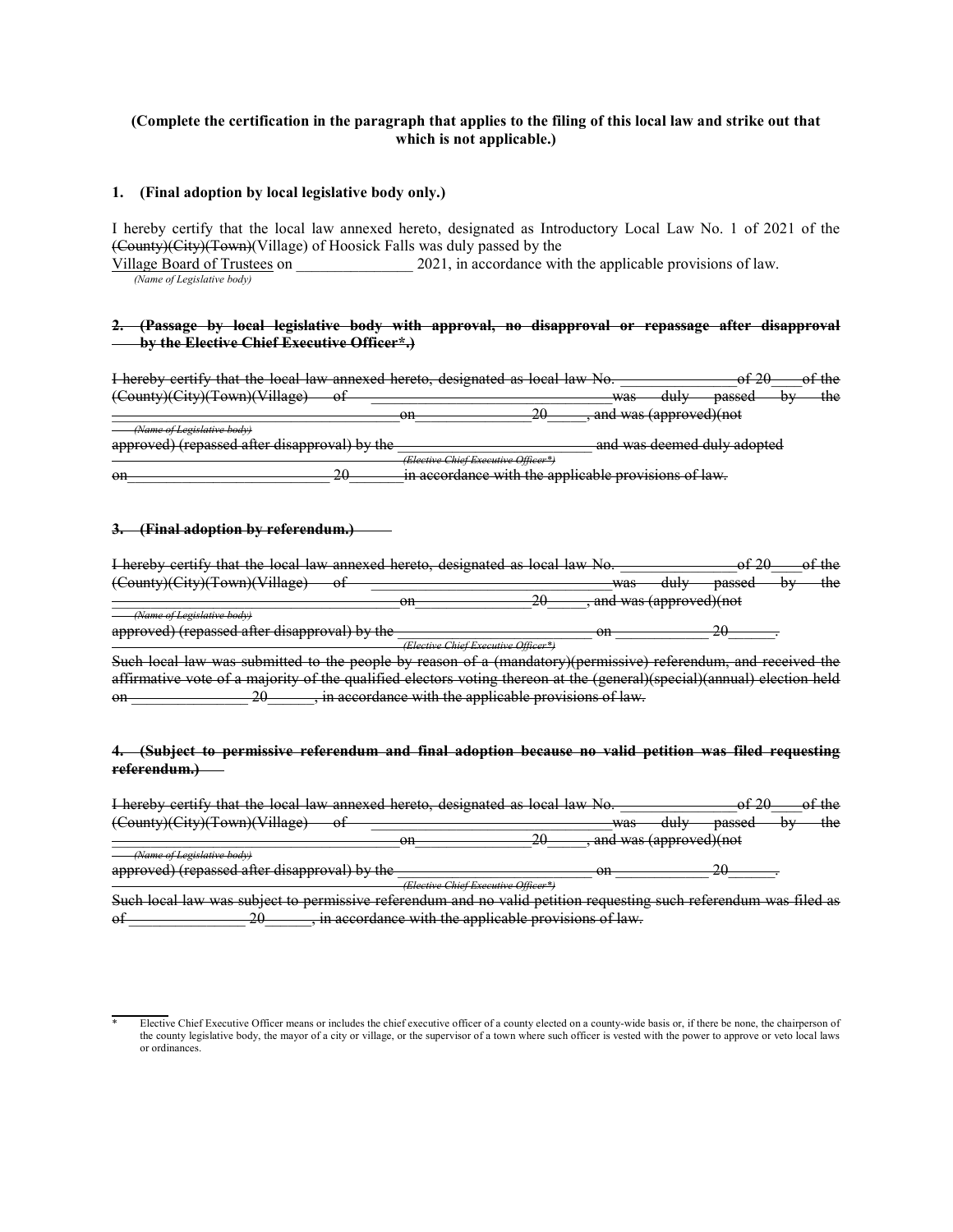**(Complete the certification in the paragraph that applies to the filing of this local law and strike out that which is not applicable.)**

**1. (Final adoption by local legislative body only.)**

I hereby certify that the local law annexed hereto, designated as Introductory Local Law No. 1 of 2021 of the ~~(County)(City)(Town)~~(Village) of Hoosick Falls was duly passed by the Village Board of Trustees on _______________ 2021, in accordance with the applicable provisions of law.

*(Name of Legislative body)*

~~**2. (Passage by local legislative body with approval, no disapproval or repassage after disapproval by the Elective Chief Executive Officer\*.)**~~

~~I hereby certify that the local law annexed hereto, designated as local law No. _______________ of 20____ of the (County)(City)(Town)(Village) of _______________________________ was duly passed by the _______________________________ on _______________ 20_____, and was (approved)(not approved) (repassed after disapproval) by the _________________________ and was deemed duly adopted on__________________________ 20_______ in accordance with the applicable provisions of law.~~

~~*(Name of Legislative body)*~~

~~*(Elective Chief Executive Officer\*)*~~

~~**3. (Final adoption by referendum.)**~~

~~I hereby certify that the local law annexed hereto, designated as local law No. _______________ of 20____ of the (County)(City)(Town)(Village) of _______________________________ was duly passed by the _______________________________ on _______________ 20_____, and was (approved)(not approved) (repassed after disapproval) by the _________________________ on ____________ 20______.~~

~~*(Name of Legislative body)*~~

~~*(Elective Chief Executive Officer\*)*~~

~~Such local law was submitted to the people by reason of a (mandatory)(permissive) referendum, and received the affirmative vote of a majority of the qualified electors voting thereon at the (general)(special)(annual) election held on _______________ 20______, in accordance with the applicable provisions of law.~~

~~**4. (Subject to permissive referendum and final adoption because no valid petition was filed requesting referendum.)**~~

~~I hereby certify that the local law annexed hereto, designated as local law No. _______________ of 20____ of the (County)(City)(Town)(Village) of _______________________________ was duly passed by the _______________________________ on _______________ 20_____, and was (approved)(not approved) (repassed after disapproval) by the _________________________ on ____________ 20______.~~

~~*(Name of Legislative body)*~~

~~*(Elective Chief Executive Officer\*)*~~

~~Such local law was subject to permissive referendum and no valid petition requesting such referendum was filed as of _______________ 20______, in accordance with the applicable provisions of law.~~

---

\* Elective Chief Executive Officer means or includes the chief executive officer of a county elected on a county-wide basis or, if there be none, the chairperson of the county legislative body, the mayor of a city or village, or the supervisor of a town where such officer is vested with the power to approve or veto local laws or ordinances.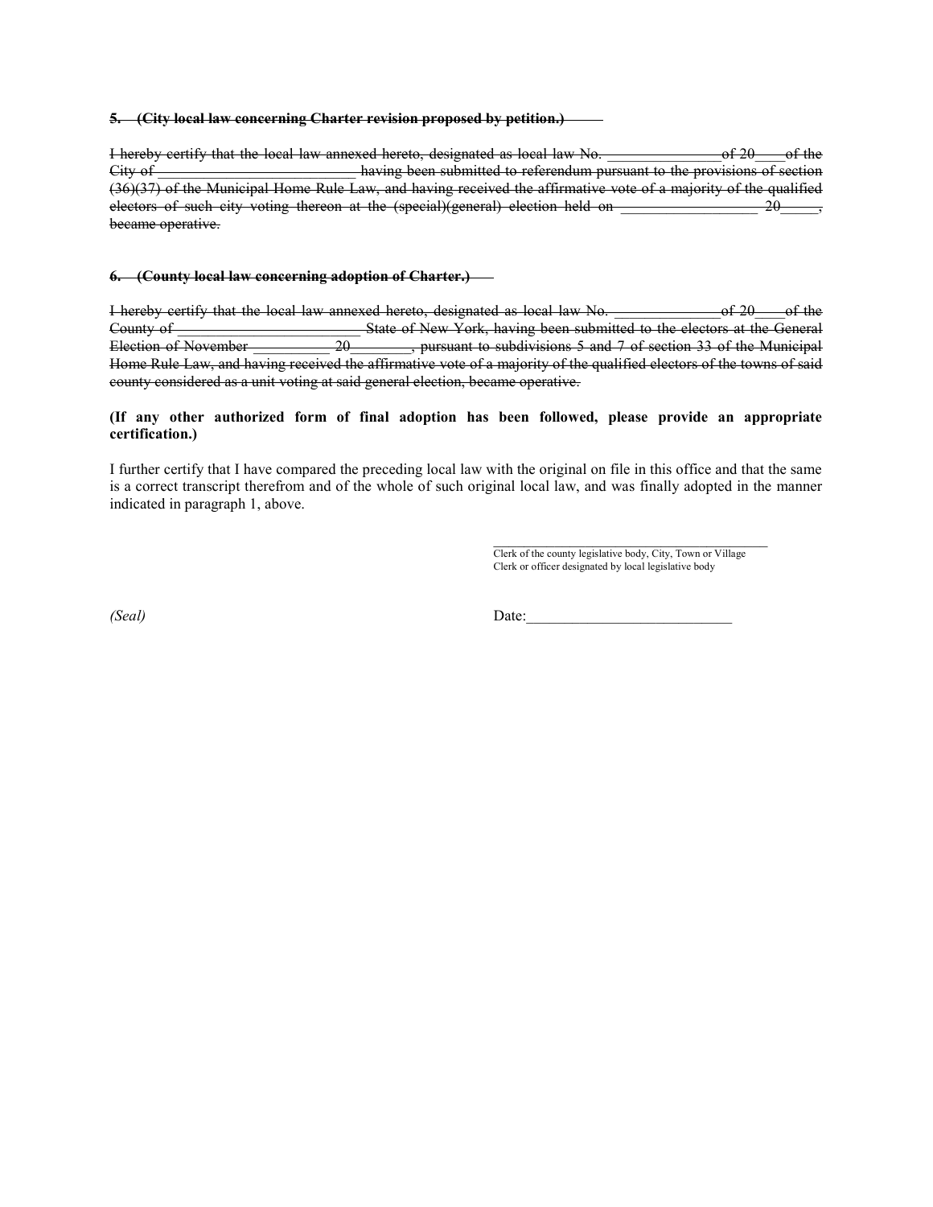~~**5. (City local law concerning Charter revision proposed by petition.)**~~

~~I hereby certify that the local law annexed hereto, designated as local law No. _______________of 20____of the City of __________________________ having been submitted to referendum pursuant to the provisions of section (36)(37) of the Municipal Home Rule Law, and having received the affirmative vote of a majority of the qualified electors of such city voting thereon at the (special)(general) election held on __________________ 20_____, became operative.~~

~~**6. (County local law concerning adoption of Charter.)**~~

~~I hereby certify that the local law annexed hereto, designated as local law No. ______________of 20____of the County of ________________________ State of New York, having been submitted to the electors at the General Election of November __________ 20________, pursuant to subdivisions 5 and 7 of section 33 of the Municipal Home Rule Law, and having received the affirmative vote of a majority of the qualified electors of the towns of said county considered as a unit voting at said general election, became operative.~~

**(If any other authorized form of final adoption has been followed, please provide an appropriate certification.)**

I further certify that I have compared the preceding local law with the original on file in this office and that the same is a correct transcript therefrom and of the whole of such original local law, and was finally adopted in the manner indicated in paragraph 1, above.

_____________________________________________
Clerk of the county legislative body, City, Town or Village
Clerk or officer designated by local legislative body

*(Seal)*

Date:___________________________